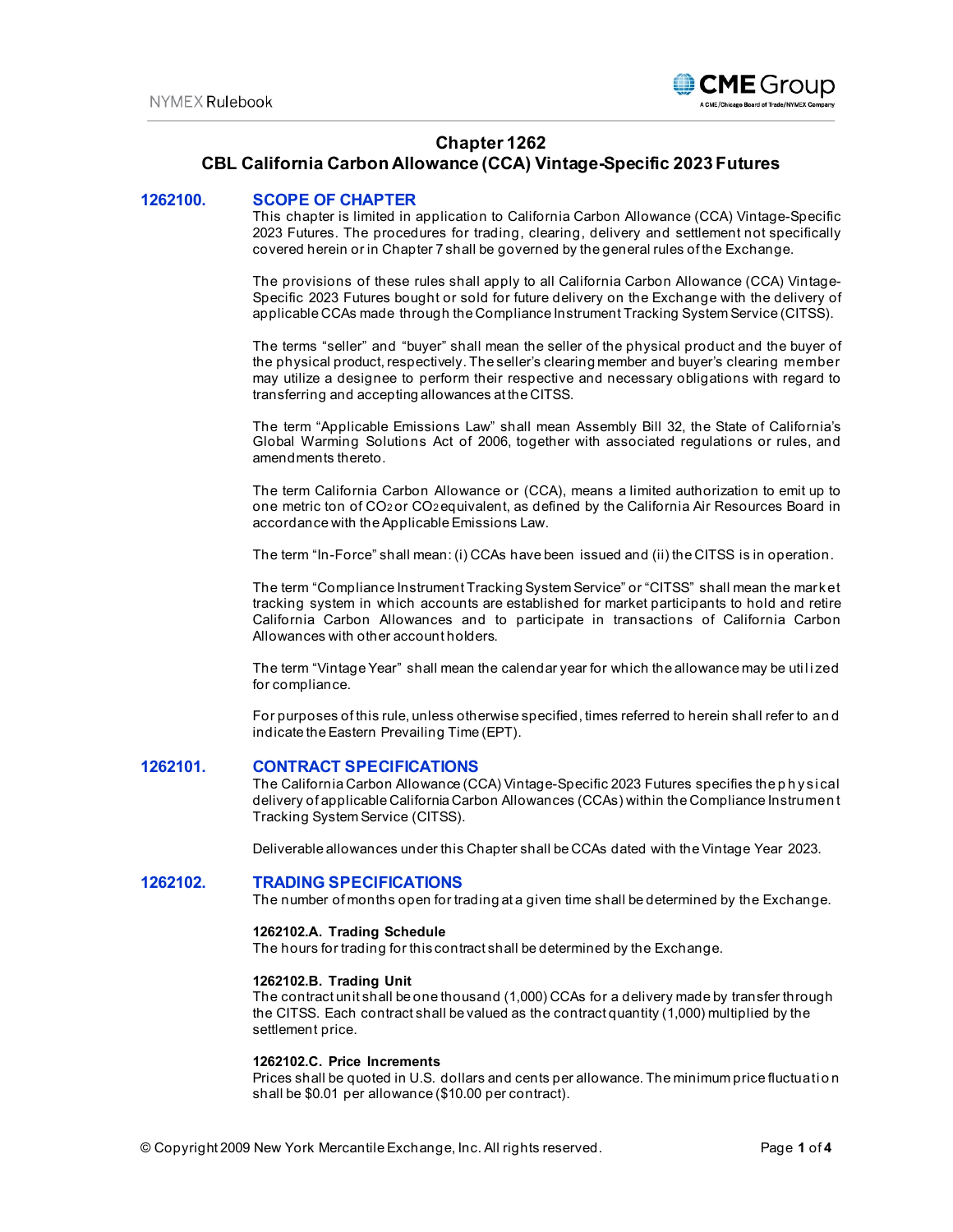# Chapter 1262
# CBL California Carbon Allowance (CCA) Vintage-Specific 2023 Futures

## 1262100. SCOPE OF CHAPTER

This chapter is limited in application to California Carbon Allowance (CCA) Vintage-Specific 2023 Futures. The procedures for trading, clearing, delivery and settlement not specifically covered herein or in Chapter 7 shall be governed by the general rules of the Exchange.

The provisions of these rules shall apply to all California Carbon Allowance (CCA) Vintage-Specific 2023 Futures bought or sold for future delivery on the Exchange with the delivery of applicable CCAs made through the Compliance Instrument Tracking System Service (CITSS).

The terms "seller" and "buyer" shall mean the seller of the physical product and the buyer of the physical product, respectively. The seller's clearing member and buyer's clearing member may utilize a designee to perform their respective and necessary obligations with regard to transferring and accepting allowances at the CITSS.

The term "Applicable Emissions Law" shall mean Assembly Bill 32, the State of California's Global Warming Solutions Act of 2006, together with associated regulations or rules, and amendments thereto.

The term California Carbon Allowance or (CCA), means a limited authorization to emit up to one metric ton of $CO_2$ or $CO_2$ equivalent, as defined by the California Air Resources Board in accordance with the Applicable Emissions Law.

The term "In-Force" shall mean: (i) CCAs have been issued and (ii) the CITSS is in operation.

The term "Compliance Instrument Tracking System Service" or "CITSS" shall mean the market tracking system in which accounts are established for market participants to hold and retire California Carbon Allowances and to participate in transactions of California Carbon Allowances with other account holders.

The term "Vintage Year" shall mean the calendar year for which the allowance may be utilized for compliance.

For purposes of this rule, unless otherwise specified, times referred to herein shall refer to and indicate the Eastern Prevailing Time (EPT).

## 1262101. CONTRACT SPECIFICATIONS

The California Carbon Allowance (CCA) Vintage-Specific 2023 Futures specifies the physical delivery of applicable California Carbon Allowances (CCAs) within the Compliance Instrument Tracking System Service (CITSS).

Deliverable allowances under this Chapter shall be CCAs dated with the Vintage Year 2023.

## 1262102. TRADING SPECIFICATIONS

The number of months open for trading at a given time shall be determined by the Exchange.

### 1262102.A. Trading Schedule

The hours for trading for this contract shall be determined by the Exchange.

### 1262102.B. Trading Unit

The contract unit shall be one thousand (1,000) CCAs for a delivery made by transfer through the CITSS. Each contract shall be valued as the contract quantity (1,000) multiplied by the settlement price.

### 1262102.C. Price Increments

Prices shall be quoted in U.S. dollars and cents per allowance. The minimum price fluctuation shall be $0.01 per allowance ($10.00 per contract).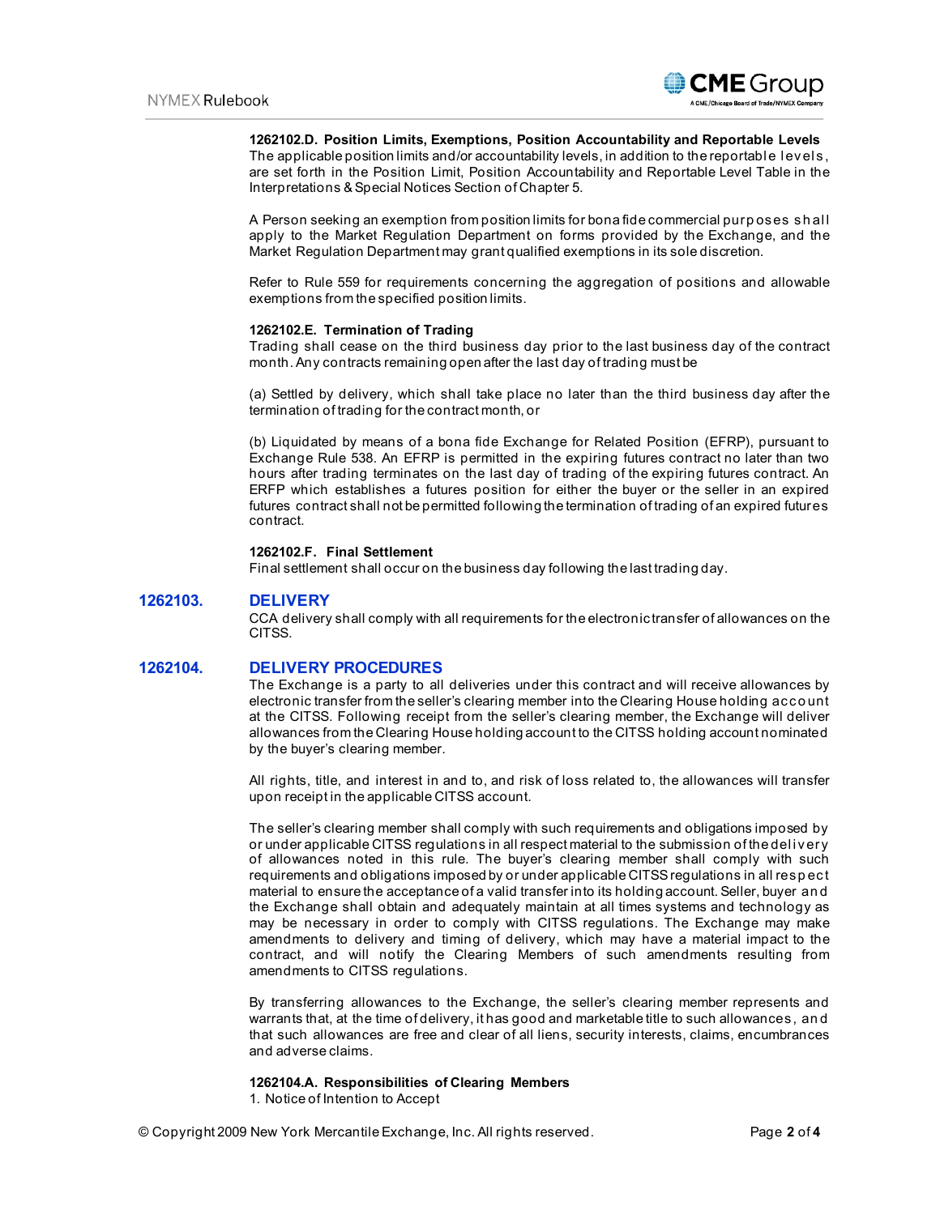**1262102.D. Position Limits, Exemptions, Position Accountability and Reportable Levels**

The applicable position limits and/or accountability levels, in addition to the reportable levels, are set forth in the Position Limit, Position Accountability and Reportable Level Table in the Interpretations & Special Notices Section of Chapter 5.

A Person seeking an exemption from position limits for bona fide commercial purposes shall apply to the Market Regulation Department on forms provided by the Exchange, and the Market Regulation Department may grant qualified exemptions in its sole discretion.

Refer to Rule 559 for requirements concerning the aggregation of positions and allowable exemptions from the specified position limits.

**1262102.E. Termination of Trading**

Trading shall cease on the third business day prior to the last business day of the contract month. Any contracts remaining open after the last day of trading must be

(a) Settled by delivery, which shall take place no later than the third business day after the termination of trading for the contract month, or

(b) Liquidated by means of a bona fide Exchange for Related Position (EFRP), pursuant to Exchange Rule 538. An EFRP is permitted in the expiring futures contract no later than two hours after trading terminates on the last day of trading of the expiring futures contract. An ERFP which establishes a futures position for either the buyer or the seller in an expired futures contract shall not be permitted following the termination of trading of an expired futures contract.

**1262102.F. Final Settlement**

Final settlement shall occur on the business day following the last trading day.

## 1262103. DELIVERY

CCA delivery shall comply with all requirements for the electronic transfer of allowances on the CITSS.

## 1262104. DELIVERY PROCEDURES

The Exchange is a party to all deliveries under this contract and will receive allowances by electronic transfer from the seller's clearing member into the Clearing House holding account at the CITSS. Following receipt from the seller's clearing member, the Exchange will deliver allowances from the Clearing House holding account to the CITSS holding account nominated by the buyer's clearing member.

All rights, title, and interest in and to, and risk of loss related to, the allowances will transfer upon receipt in the applicable CITSS account.

The seller's clearing member shall comply with such requirements and obligations imposed by or under applicable CITSS regulations in all respect material to the submission of the delivery of allowances noted in this rule. The buyer's clearing member shall comply with such requirements and obligations imposed by or under applicable CITSS regulations in all respect material to ensure the acceptance of a valid transfer into its holding account. Seller, buyer and the Exchange shall obtain and adequately maintain at all times systems and technology as may be necessary in order to comply with CITSS regulations. The Exchange may make amendments to delivery and timing of delivery, which may have a material impact to the contract, and will notify the Clearing Members of such amendments resulting from amendments to CITSS regulations.

By transferring allowances to the Exchange, the seller's clearing member represents and warrants that, at the time of delivery, it has good and marketable title to such allowances, and that such allowances are free and clear of all liens, security interests, claims, encumbrances and adverse claims.

**1262104.A. Responsibilities of Clearing Members**

1. Notice of Intention to Accept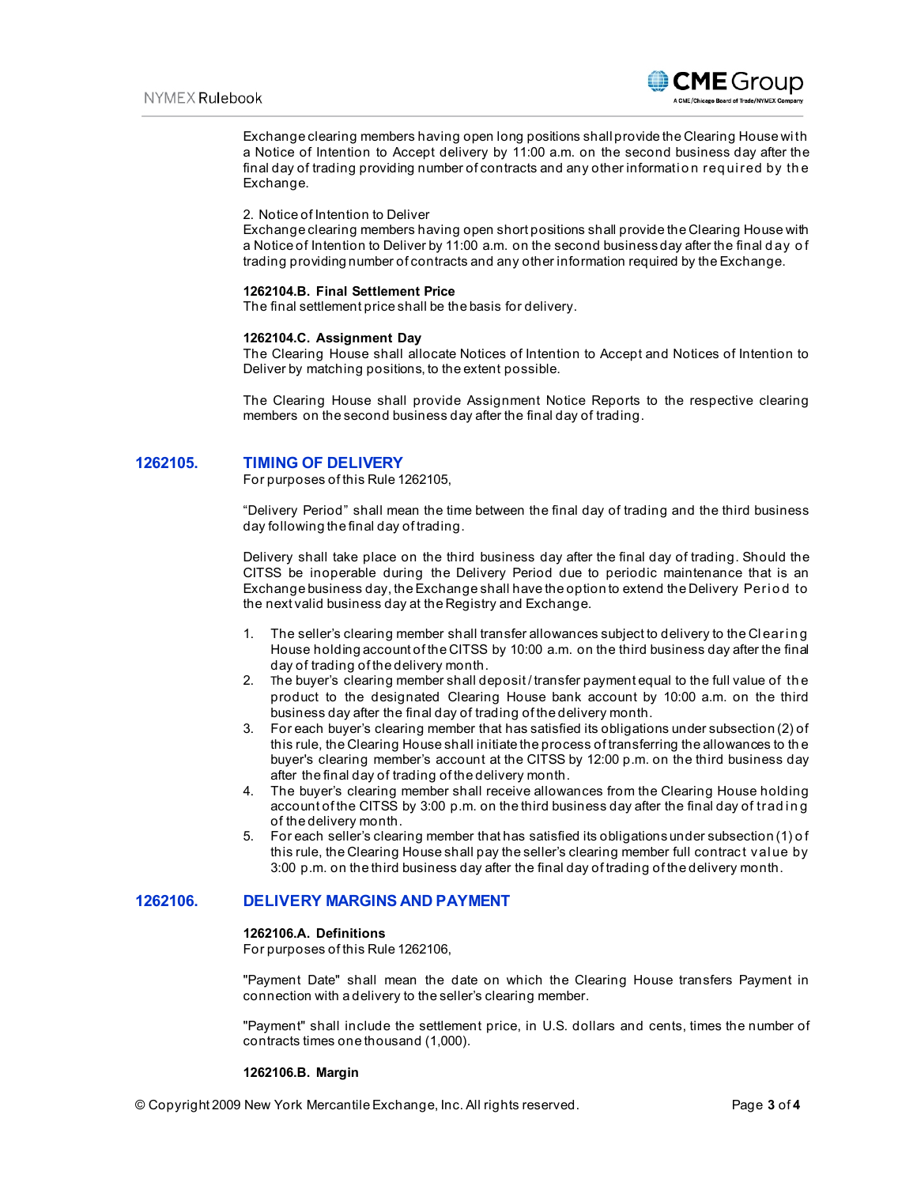Exchange clearing members having open long positions shall provide the Clearing House with a Notice of Intention to Accept delivery by 11:00 a.m. on the second business day after the final day of trading providing number of contracts and any other information required by the Exchange.

2. Notice of Intention to Deliver
Exchange clearing members having open short positions shall provide the Clearing House with a Notice of Intention to Deliver by 11:00 a.m. on the second business day after the final day of trading providing number of contracts and any other information required by the Exchange.

**1262104.B. Final Settlement Price**
The final settlement price shall be the basis for delivery.

**1262104.C. Assignment Day**
The Clearing House shall allocate Notices of Intention to Accept and Notices of Intention to Deliver by matching positions, to the extent possible.

The Clearing House shall provide Assignment Notice Reports to the respective clearing members on the second business day after the final day of trading.

## 1262105. TIMING OF DELIVERY

For purposes of this Rule 1262105,

"Delivery Period" shall mean the time between the final day of trading and the third business day following the final day of trading.

Delivery shall take place on the third business day after the final day of trading. Should the CITSS be inoperable during the Delivery Period due to periodic maintenance that is an Exchange business day, the Exchange shall have the option to extend the Delivery Period to the next valid business day at the Registry and Exchange.

1. The seller's clearing member shall transfer allowances subject to delivery to the Clearing House holding account of the CITSS by 10:00 a.m. on the third business day after the final day of trading of the delivery month.
2. The buyer's clearing member shall deposit / transfer payment equal to the full value of the product to the designated Clearing House bank account by 10:00 a.m. on the third business day after the final day of trading of the delivery month.
3. For each buyer's clearing member that has satisfied its obligations under subsection (2) of this rule, the Clearing House shall initiate the process of transferring the allowances to the buyer's clearing member's account at the CITSS by 12:00 p.m. on the third business day after the final day of trading of the delivery month.
4. The buyer's clearing member shall receive allowances from the Clearing House holding account of the CITSS by 3:00 p.m. on the third business day after the final day of trading of the delivery month.
5. For each seller's clearing member that has satisfied its obligations under subsection (1) of this rule, the Clearing House shall pay the seller's clearing member full contract value by 3:00 p.m. on the third business day after the final day of trading of the delivery month.

## 1262106. DELIVERY MARGINS AND PAYMENT

**1262106.A. Definitions**
For purposes of this Rule 1262106,

"Payment Date" shall mean the date on which the Clearing House transfers Payment in connection with a delivery to the seller's clearing member.

"Payment" shall include the settlement price, in U.S. dollars and cents, times the number of contracts times one thousand (1,000).

**1262106.B. Margin**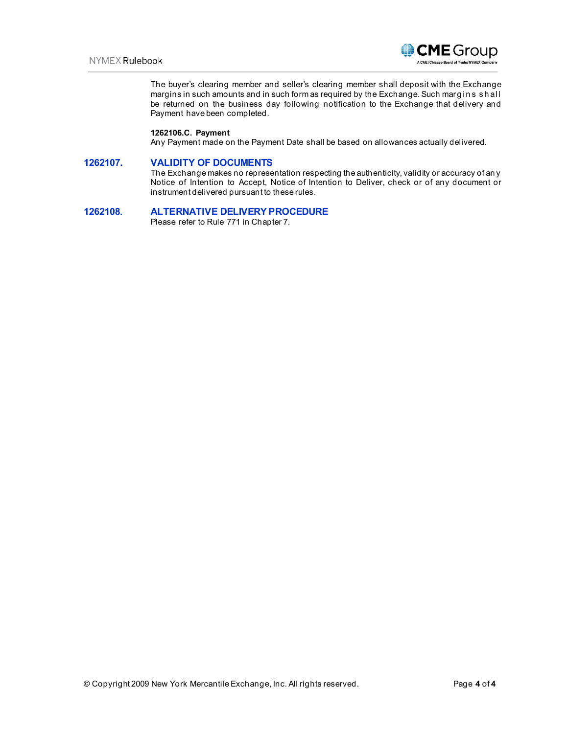The buyer's clearing member and seller's clearing member shall deposit with the Exchange margins in such amounts and in such form as required by the Exchange. Such margins shall be returned on the business day following notification to the Exchange that delivery and Payment have been completed.

**1262106.C. Payment**

Any Payment made on the Payment Date shall be based on allowances actually delivered.

## 1262107. VALIDITY OF DOCUMENTS

The Exchange makes no representation respecting the authenticity, validity or accuracy of any Notice of Intention to Accept, Notice of Intention to Deliver, check or of any document or instrument delivered pursuant to these rules.

## 1262108. ALTERNATIVE DELIVERY PROCEDURE

Please refer to Rule 771 in Chapter 7.